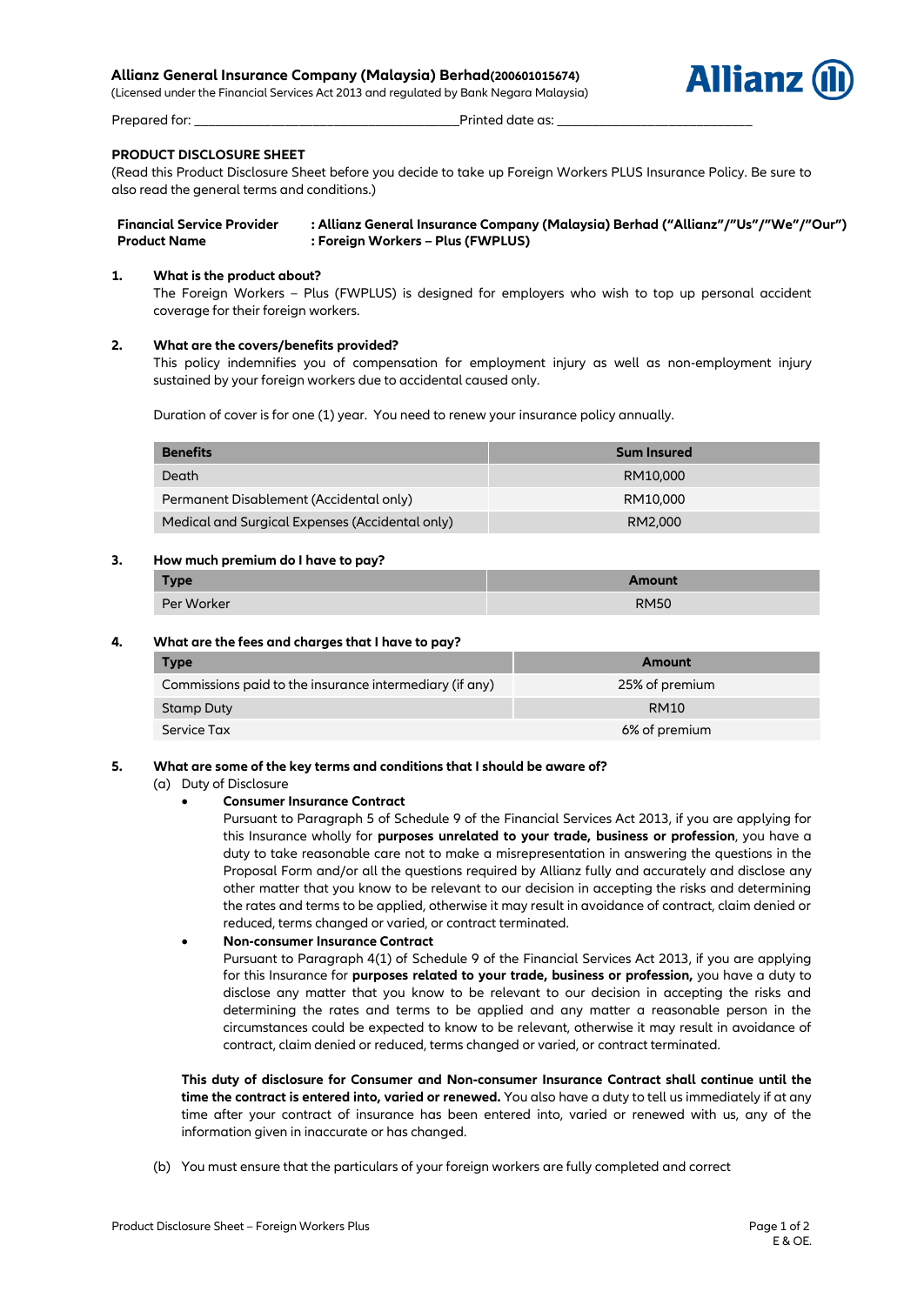**Allianz General Insurance Company (Malaysia) Berhad(200601015674)**
(Licensed under the Financial Services Act 2013 and regulated by Bank Negara Malaysia)

Prepared for: ______________________________ Printed date as: ______________________

**PRODUCT DISCLOSURE SHEET**
(Read this Product Disclosure Sheet before you decide to take up Foreign Workers PLUS Insurance Policy. Be sure to also read the general terms and conditions.)

| | |
|---|---|
| **Financial Service Provider** | **: Allianz General Insurance Company (Malaysia) Berhad ("Allianz"/"Us"/"We"/"Our")** |
| **Product Name** | **: Foreign Workers – Plus (FWPLUS)** |

**1. What is the product about?**

The Foreign Workers – Plus (FWPLUS) is designed for employers who wish to top up personal accident coverage for their foreign workers.

**2. What are the covers/benefits provided?**

This policy indemnifies you of compensation for employment injury as well as non-employment injury sustained by your foreign workers due to accidental caused only.

Duration of cover is for one (1) year. You need to renew your insurance policy annually.

| Benefits | Sum Insured |
|---|---|
| Death | RM10,000 |
| Permanent Disablement (Accidental only) | RM10,000 |
| Medical and Surgical Expenses (Accidental only) | RM2,000 |

**3. How much premium do I have to pay?**

| Type | Amount |
|---|---|
| Per Worker | RM50 |

**4. What are the fees and charges that I have to pay?**

| Type | Amount |
|---|---|
| Commissions paid to the insurance intermediary (if any) | 25% of premium |
| Stamp Duty | RM10 |
| Service Tax | 6% of premium |

**5. What are some of the key terms and conditions that I should be aware of?**

(a) Duty of Disclosure

- **Consumer Insurance Contract**
  Pursuant to Paragraph 5 of Schedule 9 of the Financial Services Act 2013, if you are applying for this Insurance wholly for **purposes unrelated to your trade, business or profession**, you have a duty to take reasonable care not to make a misrepresentation in answering the questions in the Proposal Form and/or all the questions required by Allianz fully and accurately and disclose any other matter that you know to be relevant to our decision in accepting the risks and determining the rates and terms to be applied, otherwise it may result in avoidance of contract, claim denied or reduced, terms changed or varied, or contract terminated.
- **Non-consumer Insurance Contract**
  Pursuant to Paragraph 4(1) of Schedule 9 of the Financial Services Act 2013, if you are applying for this Insurance for **purposes related to your trade, business or profession,** you have a duty to disclose any matter that you know to be relevant to our decision in accepting the risks and determining the rates and terms to be applied and any matter a reasonable person in the circumstances could be expected to know to be relevant, otherwise it may result in avoidance of contract, claim denied or reduced, terms changed or varied, or contract terminated.

**This duty of disclosure for Consumer and Non-consumer Insurance Contract shall continue until the time the contract is entered into, varied or renewed.** You also have a duty to tell us immediately if at any time after your contract of insurance has been entered into, varied or renewed with us, any of the information given in inaccurate or has changed.

(b) You must ensure that the particulars of your foreign workers are fully completed and correct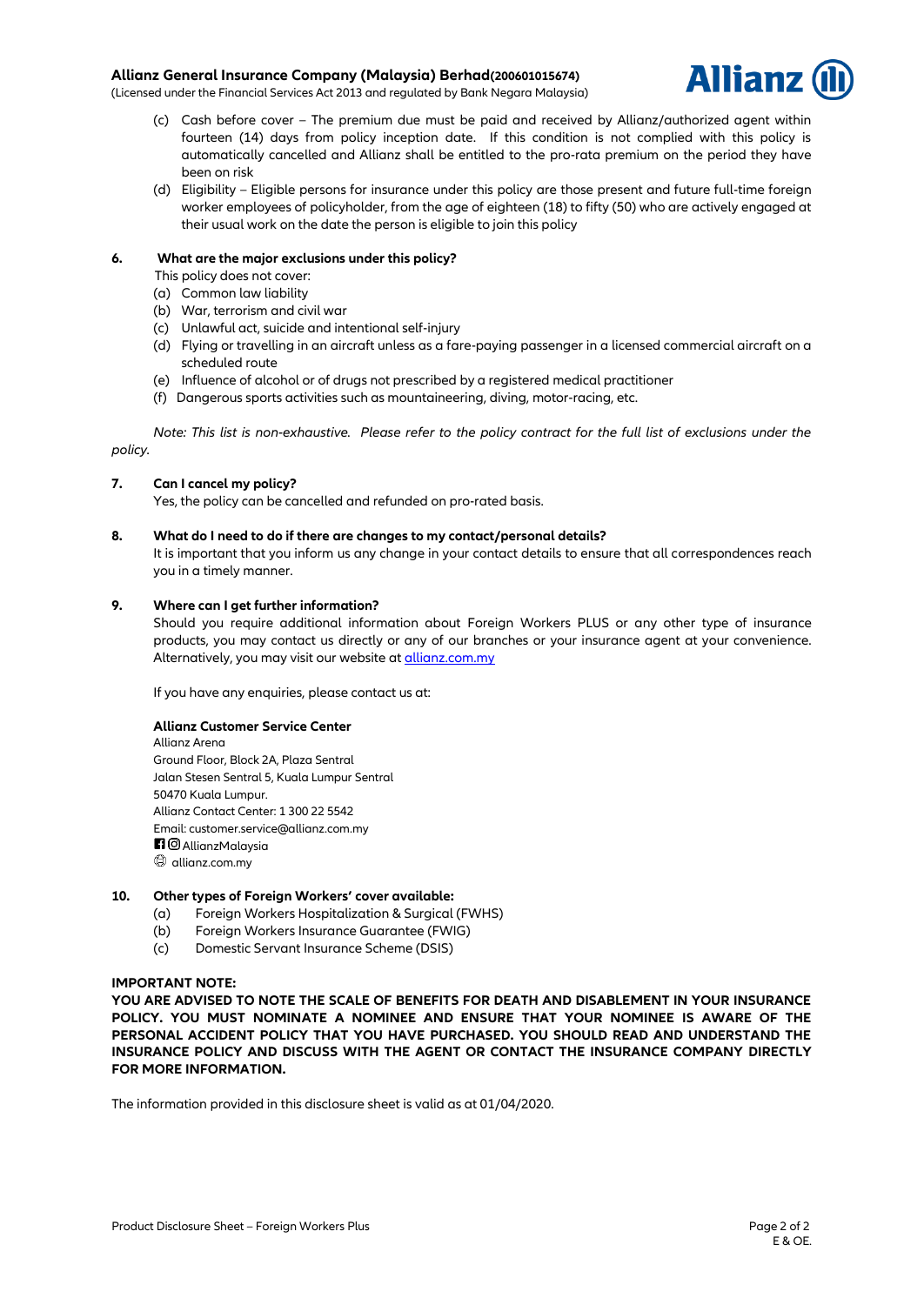(c) Cash before cover – The premium due must be paid and received by Allianz/authorized agent within fourteen (14) days from policy inception date. If this condition is not complied with this policy is automatically cancelled and Allianz shall be entitled to the pro-rata premium on the period they have been on risk

(d) Eligibility – Eligible persons for insurance under this policy are those present and future full-time foreign worker employees of policyholder, from the age of eighteen (18) to fifty (50) who are actively engaged at their usual work on the date the person is eligible to join this policy

**6. What are the major exclusions under this policy?**

This policy does not cover:

(a) Common law liability
(b) War, terrorism and civil war
(c) Unlawful act, suicide and intentional self-injury
(d) Flying or travelling in an aircraft unless as a fare-paying passenger in a licensed commercial aircraft on a scheduled route
(e) Influence of alcohol or of drugs not prescribed by a registered medical practitioner
(f) Dangerous sports activities such as mountaineering, diving, motor-racing, etc.

*Note: This list is non-exhaustive. Please refer to the policy contract for the full list of exclusions under the policy.*

**7. Can I cancel my policy?**

Yes, the policy can be cancelled and refunded on pro-rated basis.

**8. What do I need to do if there are changes to my contact/personal details?**

It is important that you inform us any change in your contact details to ensure that all correspondences reach you in a timely manner.

**9. Where can I get further information?**

Should you require additional information about Foreign Workers PLUS or any other type of insurance products, you may contact us directly or any of our branches or your insurance agent at your convenience. Alternatively, you may visit our website at allianz.com.my

If you have any enquiries, please contact us at:

**Allianz Customer Service Center**
Allianz Arena
Ground Floor, Block 2A, Plaza Sentral
Jalan Stesen Sentral 5, Kuala Lumpur Sentral
50470 Kuala Lumpur.
Allianz Contact Center: 1 300 22 5542
Email: customer.service@allianz.com.my
AllianzMalaysia
allianz.com.my

**10. Other types of Foreign Workers' cover available:**

(a) Foreign Workers Hospitalization & Surgical (FWHS)
(b) Foreign Workers Insurance Guarantee (FWIG)
(c) Domestic Servant Insurance Scheme (DSIS)

**IMPORTANT NOTE:**

**YOU ARE ADVISED TO NOTE THE SCALE OF BENEFITS FOR DEATH AND DISABLEMENT IN YOUR INSURANCE POLICY. YOU MUST NOMINATE A NOMINEE AND ENSURE THAT YOUR NOMINEE IS AWARE OF THE PERSONAL ACCIDENT POLICY THAT YOU HAVE PURCHASED. YOU SHOULD READ AND UNDERSTAND THE INSURANCE POLICY AND DISCUSS WITH THE AGENT OR CONTACT THE INSURANCE COMPANY DIRECTLY FOR MORE INFORMATION.**

The information provided in this disclosure sheet is valid as at 01/04/2020.

E & OE.